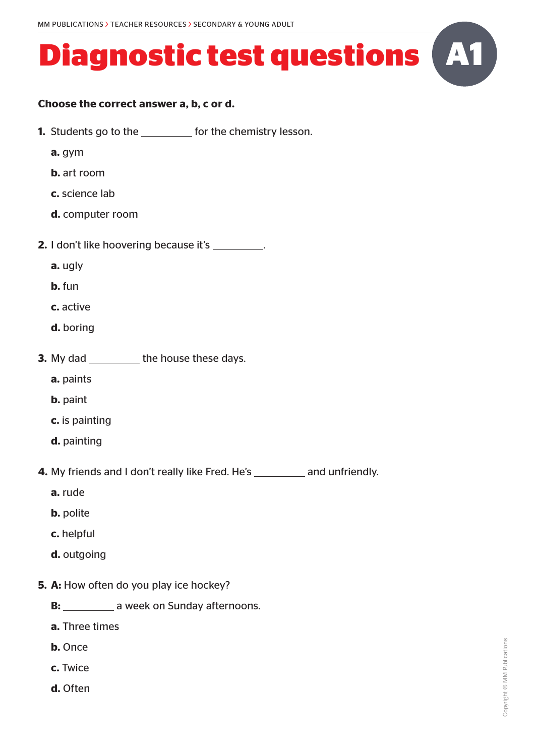# Diagnostic test questions A1

**Choose the correct answer a, b, c or d.**

**1.** Students go to the _________ for the chemistry lesson.

**a.** gym

**b.** art room

**c.** science lab

**d.** computer room

**2.** I don't like hoovering because it's _________.

**a.** ugly

**b.** fun

**c.** active

**d.** boring

**3.** My dad _________ the house these days.

**a.** paints

**b.** paint

**c.** is painting

**d.** painting

**4.** My friends and I don't really like Fred. He's _________ and unfriendly.

**a.** rude

**b.** polite

**c.** helpful

**d.** outgoing

**5.** **A:** How often do you play ice hockey?

**B:** _________ a week on Sunday afternoons.

**a.** Three times

**b.** Once

**c.** Twice

**d.** Often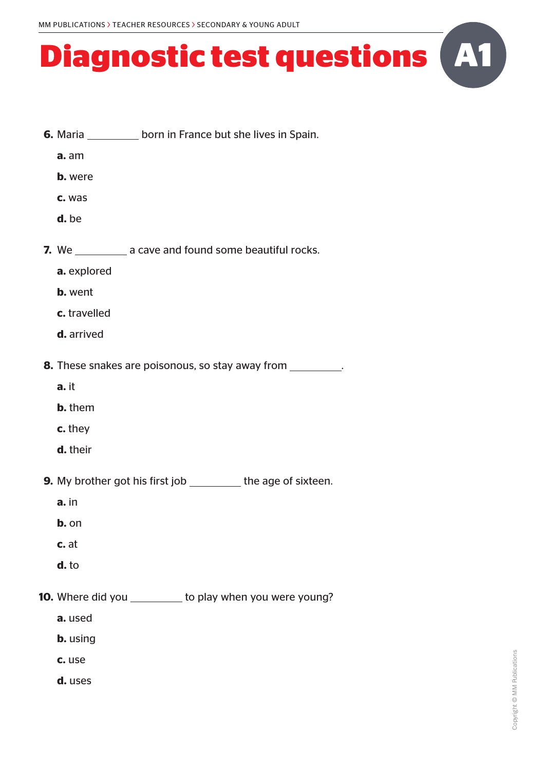# Diagnostic test questions A1

6. Maria __________ born in France but she lives in Spain.

   **a.** am

   **b.** were

   **c.** was

   **d.** be

7. We __________ a cave and found some beautiful rocks.

   **a.** explored

   **b.** went

   **c.** travelled

   **d.** arrived

8. These snakes are poisonous, so stay away from __________.

   **a.** it

   **b.** them

   **c.** they

   **d.** their

9. My brother got his first job __________ the age of sixteen.

   **a.** in

   **b.** on

   **c.** at

   **d.** to

10. Where did you __________ to play when you were young?

    **a.** used

    **b.** using

    **c.** use

    **d.** uses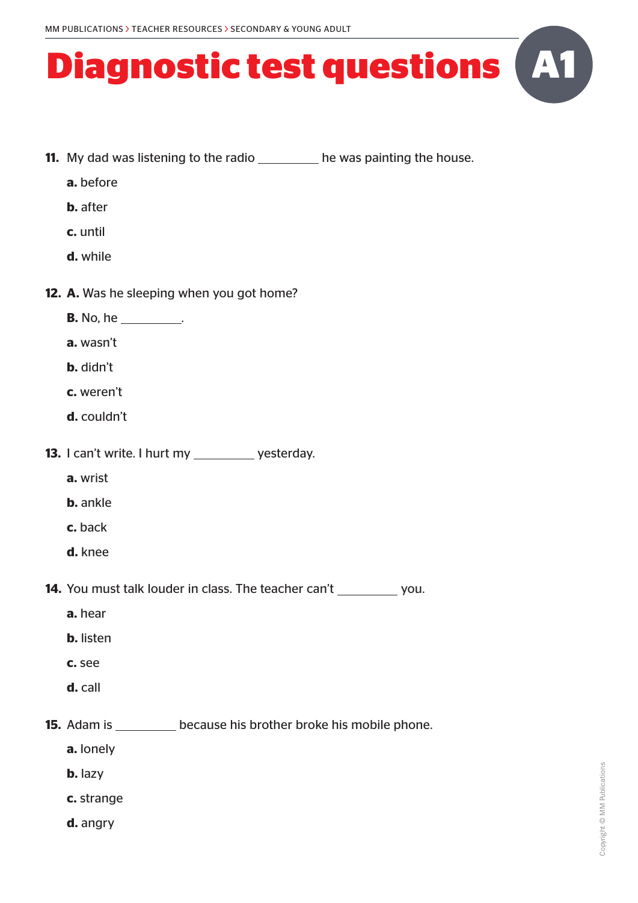# Diagnostic test questions A1

**11.** My dad was listening to the radio _________ he was painting the house.

**a.** before

**b.** after

**c.** until

**d.** while

**12.** **A.** Was he sleeping when you got home?

**B.** No, he _________.

**a.** wasn't

**b.** didn't

**c.** weren't

**d.** couldn't

**13.** I can't write. I hurt my _________ yesterday.

**a.** wrist

**b.** ankle

**c.** back

**d.** knee

**14.** You must talk louder in class. The teacher can't _________ you.

**a.** hear

**b.** listen

**c.** see

**d.** call

**15.** Adam is _________ because his brother broke his mobile phone.

**a.** lonely

**b.** lazy

**c.** strange

**d.** angry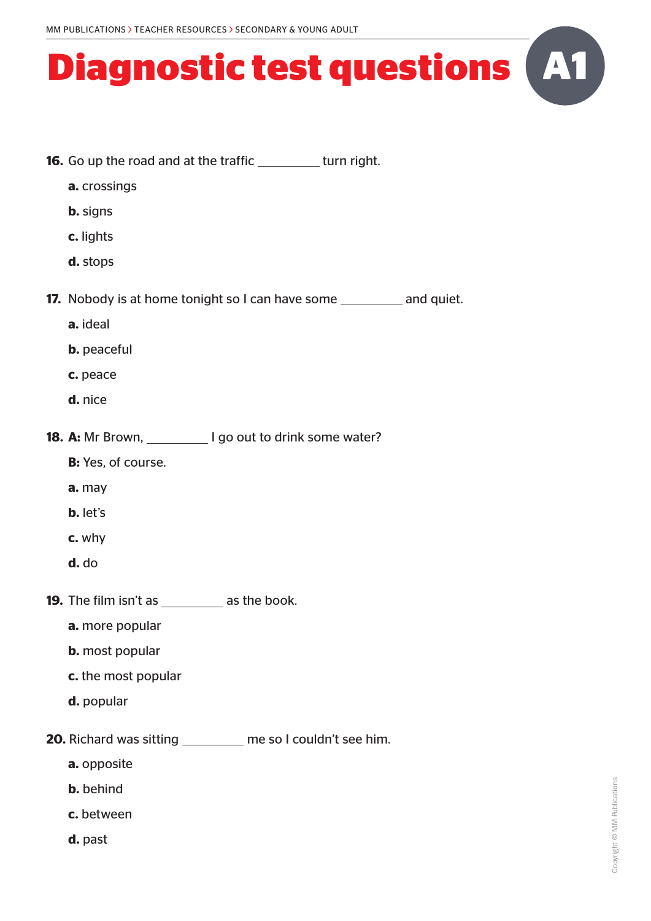# Diagnostic test questions A1

**16.** Go up the road and at the traffic _________ turn right.

**a.** crossings

**b.** signs

**c.** lights

**d.** stops

**17.** Nobody is at home tonight so I can have some _________ and quiet.

**a.** ideal

**b.** peaceful

**c.** peace

**d.** nice

**18.** **A:** Mr Brown, _________ I go out to drink some water?

**B:** Yes, of course.

**a.** may

**b.** let's

**c.** why

**d.** do

**19.** The film isn't as _________ as the book.

**a.** more popular

**b.** most popular

**c.** the most popular

**d.** popular

**20.** Richard was sitting _________ me so I couldn't see him.

**a.** opposite

**b.** behind

**c.** between

**d.** past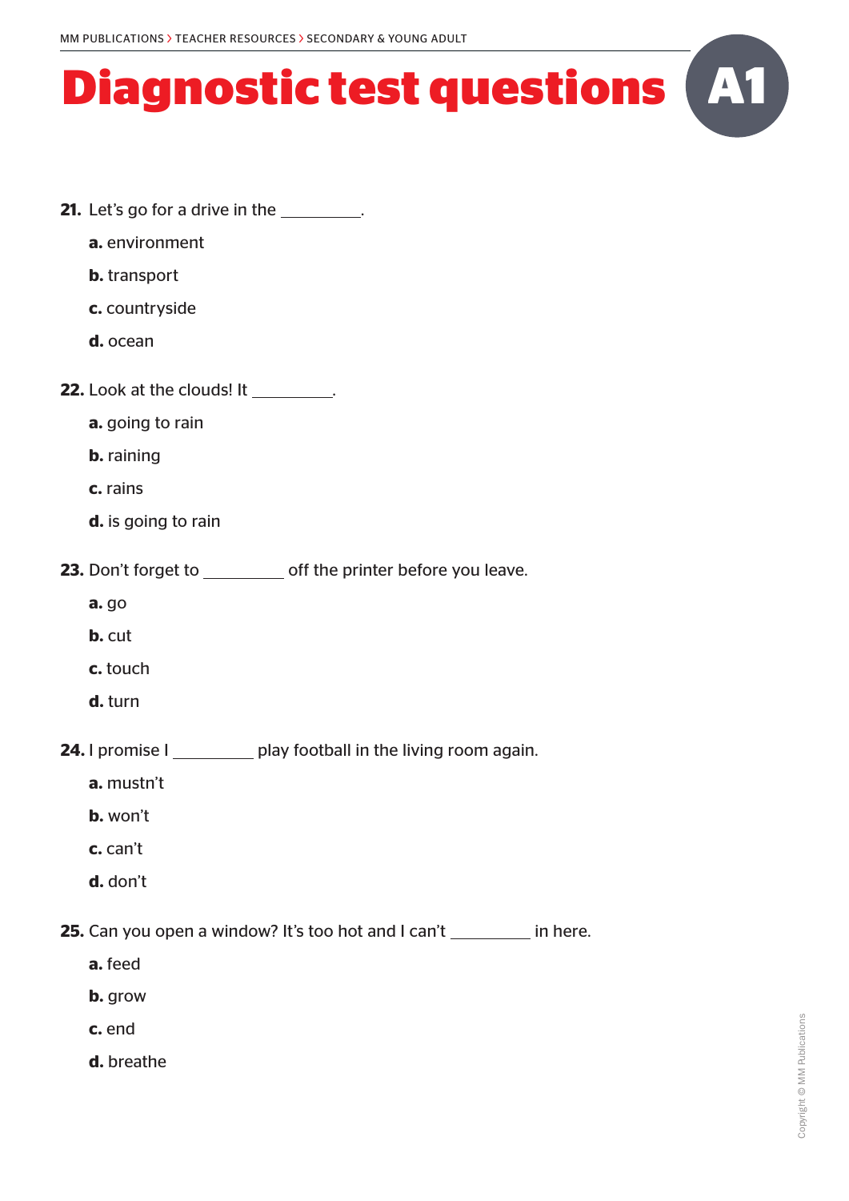# Diagnostic test questions

**A1**

**21.** Let's go for a drive in the _________.

**a.** environment

**b.** transport

**c.** countryside

**d.** ocean

**22.** Look at the clouds! It _________.

**a.** going to rain

**b.** raining

**c.** rains

**d.** is going to rain

**23.** Don't forget to _________ off the printer before you leave.

**a.** go

**b.** cut

**c.** touch

**d.** turn

**24.** I promise I _________ play football in the living room again.

**a.** mustn't

**b.** won't

**c.** can't

**d.** don't

**25.** Can you open a window? It's too hot and I can't _________ in here.

**a.** feed

**b.** grow

**c.** end

**d.** breathe

Copyright © MM Publications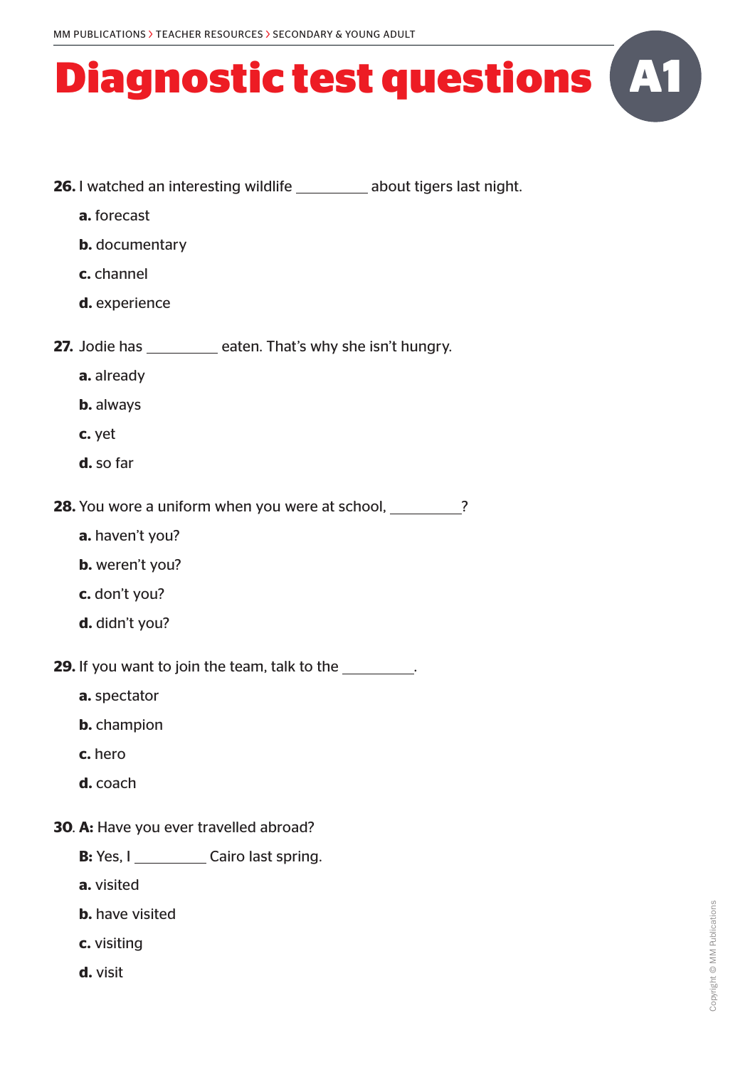# Diagnostic test questions A1

**26.** I watched an interesting wildlife _________ about tigers last night.

**a.** forecast

**b.** documentary

**c.** channel

**d.** experience

**27.** Jodie has _________ eaten. That's why she isn't hungry.

**a.** already

**b.** always

**c.** yet

**d.** so far

**28.** You wore a uniform when you were at school, _________?

**a.** haven't you?

**b.** weren't you?

**c.** don't you?

**d.** didn't you?

**29.** If you want to join the team, talk to the _________.

**a.** spectator

**b.** champion

**c.** hero

**d.** coach

**30.** **A:** Have you ever travelled abroad?

**B:** Yes, I _________ Cairo last spring.

**a.** visited

**b.** have visited

**c.** visiting

**d.** visit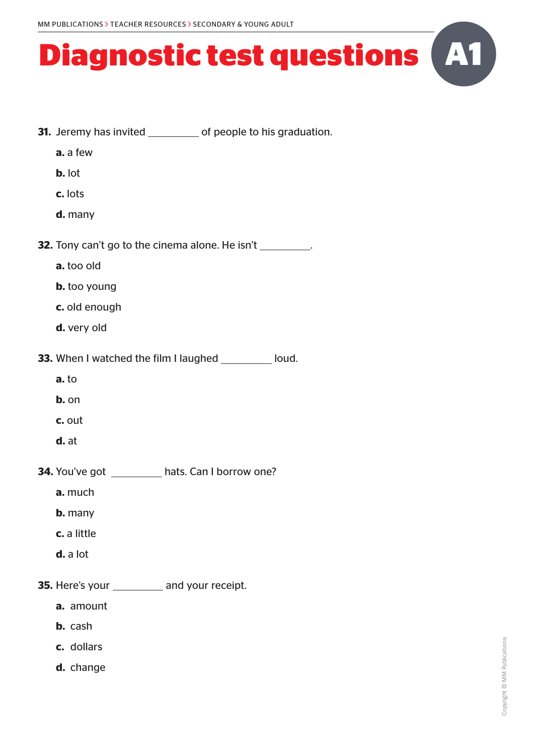# Diagnostic test questions A1

**31.** Jeremy has invited _________ of people to his graduation.

**a.** a few

**b.** lot

**c.** lots

**d.** many

**32.** Tony can't go to the cinema alone. He isn't _________.

**a.** too old

**b.** too young

**c.** old enough

**d.** very old

**33.** When I watched the film I laughed _________ loud.

**a.** to

**b.** on

**c.** out

**d.** at

**34.** You've got _________ hats. Can I borrow one?

**a.** much

**b.** many

**c.** a little

**d.** a lot

**35.** Here's your _________ and your receipt.

**a.** amount

**b.** cash

**c.** dollars

**d.** change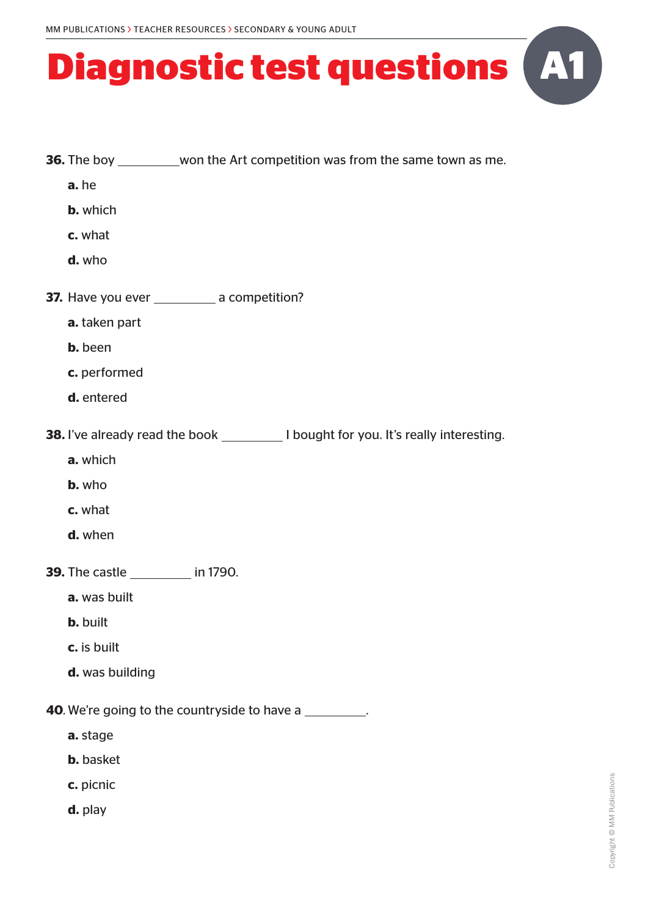# Diagnostic test questions A1

**36.** The boy __________ won the Art competition was from the same town as me.

**a.** he

**b.** which

**c.** what

**d.** who

**37.** Have you ever __________ a competition?

**a.** taken part

**b.** been

**c.** performed

**d.** entered

**38.** I've already read the book __________ I bought for you. It's really interesting.

**a.** which

**b.** who

**c.** what

**d.** when

**39.** The castle __________ in 1790.

**a.** was built

**b.** built

**c.** is built

**d.** was building

**40**. We're going to the countryside to have a __________.

**a.** stage

**b.** basket

**c.** picnic

**d.** play